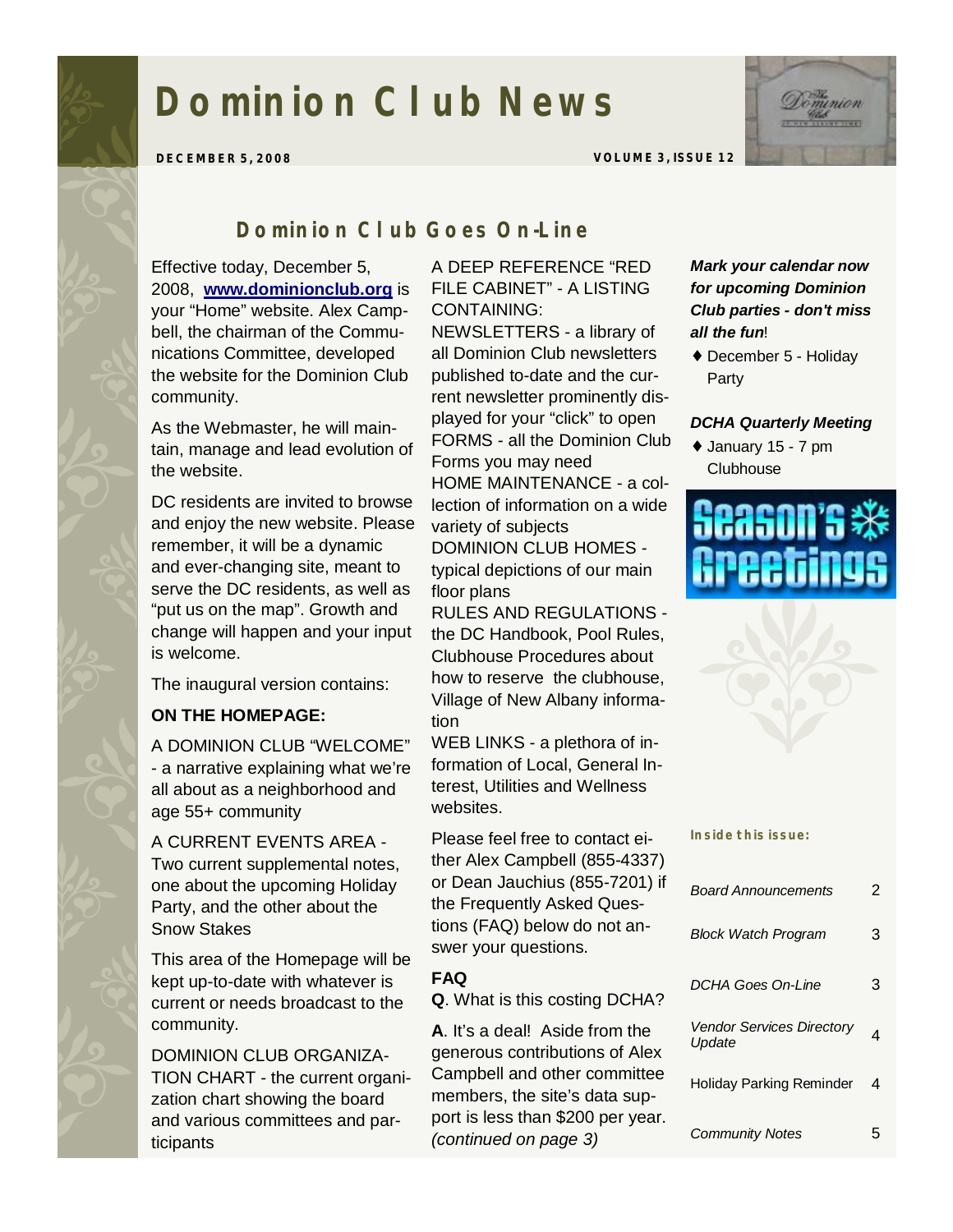# Dominion Club News

DECEMBER 5, 2008 VOLUME 3, ISSUE 12

## Dominion Club Goes On-Line

Effective today, December 5, 2008, **www.dominionclub.org** is your "Home" website. Alex Campbell, the chairman of the Communications Committee, developed the website for the Dominion Club community.

As the Webmaster, he will maintain, manage and lead evolution of the website.

DC residents are invited to browse and enjoy the new website. Please remember, it will be a dynamic and ever-changing site, meant to serve the DC residents, as well as "put us on the map". Growth and change will happen and your input is welcome.

The inaugural version contains:

**ON THE HOMEPAGE:**

A DOMINION CLUB "WELCOME" - a narrative explaining what we're all about as a neighborhood and age 55+ community

A CURRENT EVENTS AREA - Two current supplemental notes, one about the upcoming Holiday Party, and the other about the Snow Stakes

This area of the Homepage will be kept up-to-date with whatever is current or needs broadcast to the community.

DOMINION CLUB ORGANIZATION CHART - the current organization chart showing the board and various committees and participants

A DEEP REFERENCE "RED FILE CABINET" - A LISTING CONTAINING:

NEWSLETTERS - a library of all Dominion Club newsletters published to-date and the current newsletter prominently displayed for your "click" to open

FORMS - all the Dominion Club Forms you may need

HOME MAINTENANCE - a collection of information on a wide variety of subjects

DOMINION CLUB HOMES - typical depictions of our main floor plans

RULES AND REGULATIONS - the DC Handbook, Pool Rules, Clubhouse Procedures about how to reserve the clubhouse, Village of New Albany information

WEB LINKS - a plethora of information of Local, General Interest, Utilities and Wellness websites.

Please feel free to contact either Alex Campbell (855-4337) or Dean Jauchius (855-7201) if the Frequently Asked Questions (FAQ) below do not answer your questions.

**FAQ**

**Q**. What is this costing DCHA?

**A**. It's a deal! Aside from the generous contributions of Alex Campbell and other committee members, the site's data support is less than $200 per year. *(continued on page 3)*

***Mark your calendar now for upcoming Dominion Club parties - don't miss all the fun***!

- December 5 - Holiday Party

***DCHA Quarterly Meeting***

- January 15 - 7 pm Clubhouse

Season's Greetings

**Inside this issue:**

| | |
|---|---|
| *Board Announcements* | 2 |
| *Block Watch Program* | 3 |
| *DCHA Goes On-Line* | 3 |
| *Vendor Services Directory Update* | 4 |
| Holiday Parking Reminder | 4 |
| *Community Notes* | 5 |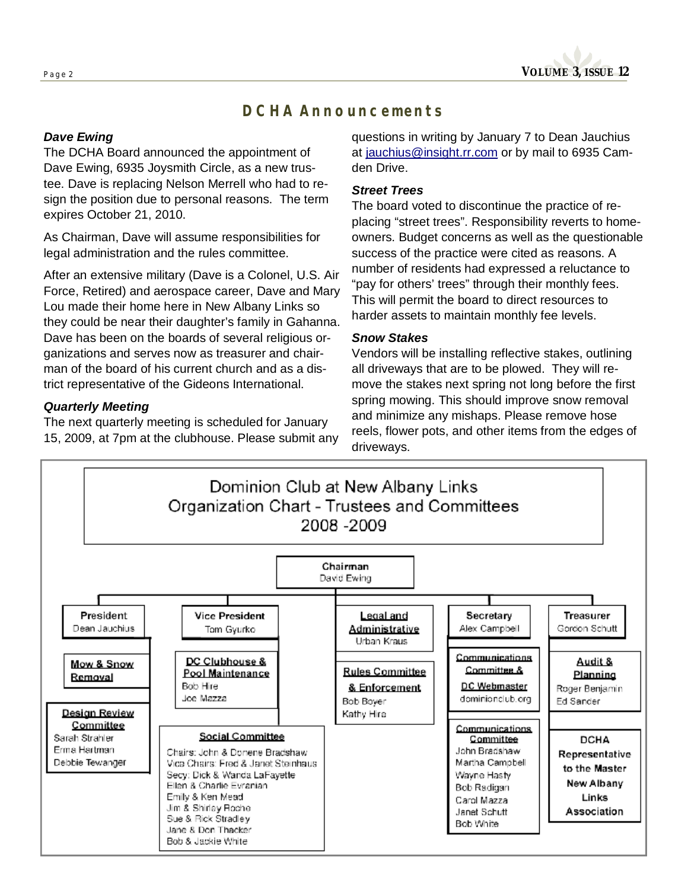## DCHA Announcements

***Dave Ewing***

The DCHA Board announced the appointment of Dave Ewing, 6935 Joysmith Circle, as a new trustee. Dave is replacing Nelson Merrell who had to resign the position due to personal reasons. The term expires October 21, 2010.

As Chairman, Dave will assume responsibilities for legal administration and the rules committee.

After an extensive military (Dave is a Colonel, U.S. Air Force, Retired) and aerospace career, Dave and Mary Lou made their home here in New Albany Links so they could be near their daughter's family in Gahanna. Dave has been on the boards of several religious organizations and serves now as treasurer and chairman of the board of his current church and as a district representative of the Gideons International.

***Quarterly Meeting***

The next quarterly meeting is scheduled for January 15, 2009, at 7pm at the clubhouse. Please submit any questions in writing by January 7 to Dean Jauchius at jauchius@insight.rr.com or by mail to 6935 Camden Drive.

***Street Trees***

The board voted to discontinue the practice of replacing "street trees". Responsibility reverts to homeowners. Budget concerns as well as the questionable success of the practice were cited as reasons. A number of residents had expressed a reluctance to "pay for others' trees" through their monthly fees. This will permit the board to direct resources to harder assets to maintain monthly fee levels.

***Snow Stakes***

Vendors will be installing reflective stakes, outlining all driveways that are to be plowed. They will remove the stakes next spring not long before the first spring mowing. This should improve snow removal and minimize any mishaps. Please remove hose reels, flower pots, and other items from the edges of driveways.

### Dominion Club at New Albany Links Organization Chart - Trustees and Committees 2008 -2009

**Chairman**
David Ewing

**President**
Dean Jauchius

- **Mow & Snow Removal**
- **Design Review Committee**: Sarah Strahler, Erma Hartman, Debbie Tewanger

**Vice President**
Tom Gyurko

- **DC Clubhouse & Pool Maintenance**: Bob Hire, Joe Mazza
- **Social Committee**:
  - Chairs: John & Donene Bradshaw
  - Vice Chairs: Fred & Janet Steinhaus
  - Secy: Dick & Wanda LaFayette
  - Ellen & Charlie Evranian
  - Emily & Ken Mead
  - Jim & Shirley Roche
  - Sue & Rick Stradley
  - Jane & Don Thacker
  - Bob & Jackie White

**Legal and Administrative**
Urban Kraus

- **Rules Committee & Enforcement**: Bob Boyer, Kathy Hire

**Secretary**
Alex Campbell

- **Communications Committee & DC Webmaster**: dominionclub.org
- **Communications Committee**: John Bradshaw, Martha Campbell, Wayne Hasty, Bob Radigan, Carol Mazza, Janet Schutt, Bob White

**Treasurer**
Gordon Schutt

- **Audit & Planning**: Roger Benjamin, Ed Sander
- **DCHA Representative to the Master New Albany Links Association**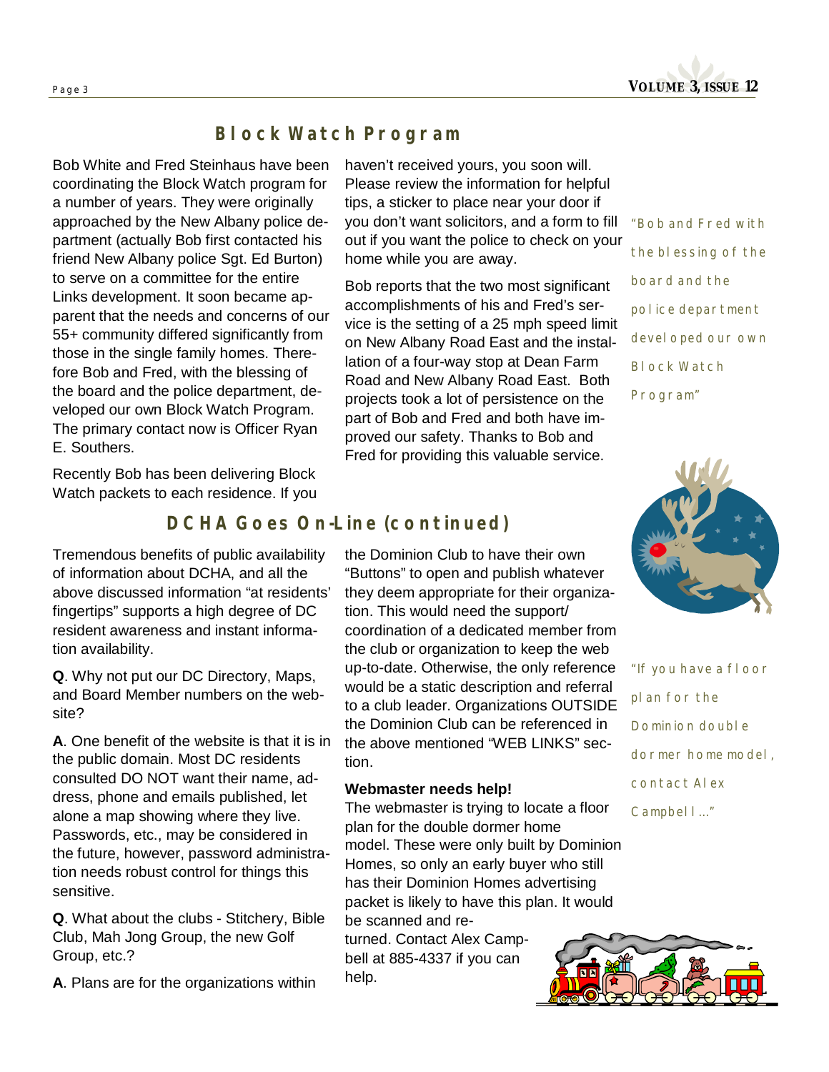## Block Watch Program

Bob White and Fred Steinhaus have been coordinating the Block Watch program for a number of years. They were originally approached by the New Albany police department (actually Bob first contacted his friend New Albany police Sgt. Ed Burton) to serve on a committee for the entire Links development. It soon became apparent that the needs and concerns of our 55+ community differed significantly from those in the single family homes. Therefore Bob and Fred, with the blessing of the board and the police department, developed our own Block Watch Program. The primary contact now is Officer Ryan E. Southers.

Recently Bob has been delivering Block Watch packets to each residence. If you haven't received yours, you soon will. Please review the information for helpful tips, a sticker to place near your door if you don't want solicitors, and a form to fill out if you want the police to check on your home while you are away.

Bob reports that the two most significant accomplishments of his and Fred's service is the setting of a 25 mph speed limit on New Albany Road East and the installation of a four-way stop at Dean Farm Road and New Albany Road East. Both projects took a lot of persistence on the part of Bob and Fred and both have improved our safety. Thanks to Bob and Fred for providing this valuable service.

*"Bob and Fred with the blessing of the board and the police department developed our own Block Watch Program"*

## DCHA Goes On-Line (continued)

Tremendous benefits of public availability of information about DCHA, and all the above discussed information "at residents' fingertips" supports a high degree of DC resident awareness and instant information availability.

**Q**. Why not put our DC Directory, Maps, and Board Member numbers on the website?

**A**. One benefit of the website is that it is in the public domain. Most DC residents consulted DO NOT want their name, address, phone and emails published, let alone a map showing where they live. Passwords, etc., may be considered in the future, however, password administration needs robust control for things this sensitive.

**Q**. What about the clubs - Stitchery, Bible Club, Mah Jong Group, the new Golf Group, etc.?

**A**. Plans are for the organizations within the Dominion Club to have their own "Buttons" to open and publish whatever they deem appropriate for their organization. This would need the support/ coordination of a dedicated member from the club or organization to keep the web up-to-date. Otherwise, the only reference would be a static description and referral to a club leader. Organizations OUTSIDE the Dominion Club can be referenced in the above mentioned "WEB LINKS" section.

**Webmaster needs help!**

The webmaster is trying to locate a floor plan for the double dormer home model. These were only built by Dominion Homes, so only an early buyer who still has their Dominion Homes advertising packet is likely to have this plan. It would be scanned and returned. Contact Alex Campbell at 885-4337 if you can help.

*"If you have a floor plan for the Dominion double dormer home model, contact Alex Campbell…"*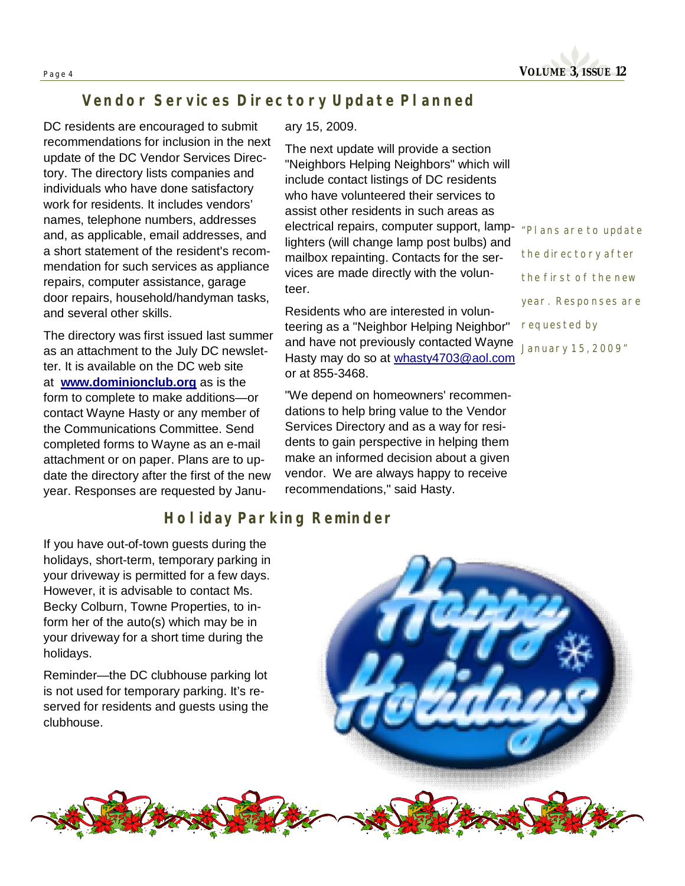## Vendor Services Directory Update Planned

DC residents are encouraged to submit recommendations for inclusion in the next update of the DC Vendor Services Directory. The directory lists companies and individuals who have done satisfactory work for residents. It includes vendors' names, telephone numbers, addresses and, as applicable, email addresses, and a short statement of the resident's recommendation for such services as appliance repairs, computer assistance, garage door repairs, household/handyman tasks, and several other skills.

The directory was first issued last summer as an attachment to the July DC newsletter. It is available on the DC web site at **www.dominionclub.org** as is the form to complete to make additions—or contact Wayne Hasty or any member of the Communications Committee. Send completed forms to Wayne as an e-mail attachment or on paper. Plans are to update the directory after the first of the new year. Responses are requested by January 15, 2009.

The next update will provide a section "Neighbors Helping Neighbors" which will include contact listings of DC residents who have volunteered their services to assist other residents in such areas as electrical repairs, computer support, lamplighters (will change lamp post bulbs) and mailbox repainting. Contacts for the services are made directly with the volunteer.

Residents who are interested in volunteering as a "Neighbor Helping Neighbor" and have not previously contacted Wayne Hasty may do so at whasty4703@aol.com or at 855-3468.

"We depend on homeowners' recommendations to help bring value to the Vendor Services Directory and as a way for residents to gain perspective in helping them make an informed decision about a given vendor. We are always happy to receive recommendations," said Hasty.

> *"Plans are to update the directory after the first of the new year. Responses are requested by January 15, 2009"*

## Holiday Parking Reminder

If you have out-of-town guests during the holidays, short-term, temporary parking in your driveway is permitted for a few days. However, it is advisable to contact Ms. Becky Colburn, Towne Properties, to inform her of the auto(s) which may be in your driveway for a short time during the holidays.

Reminder—the DC clubhouse parking lot is not used for temporary parking. It's reserved for residents and guests using the clubhouse.

Happy Holidays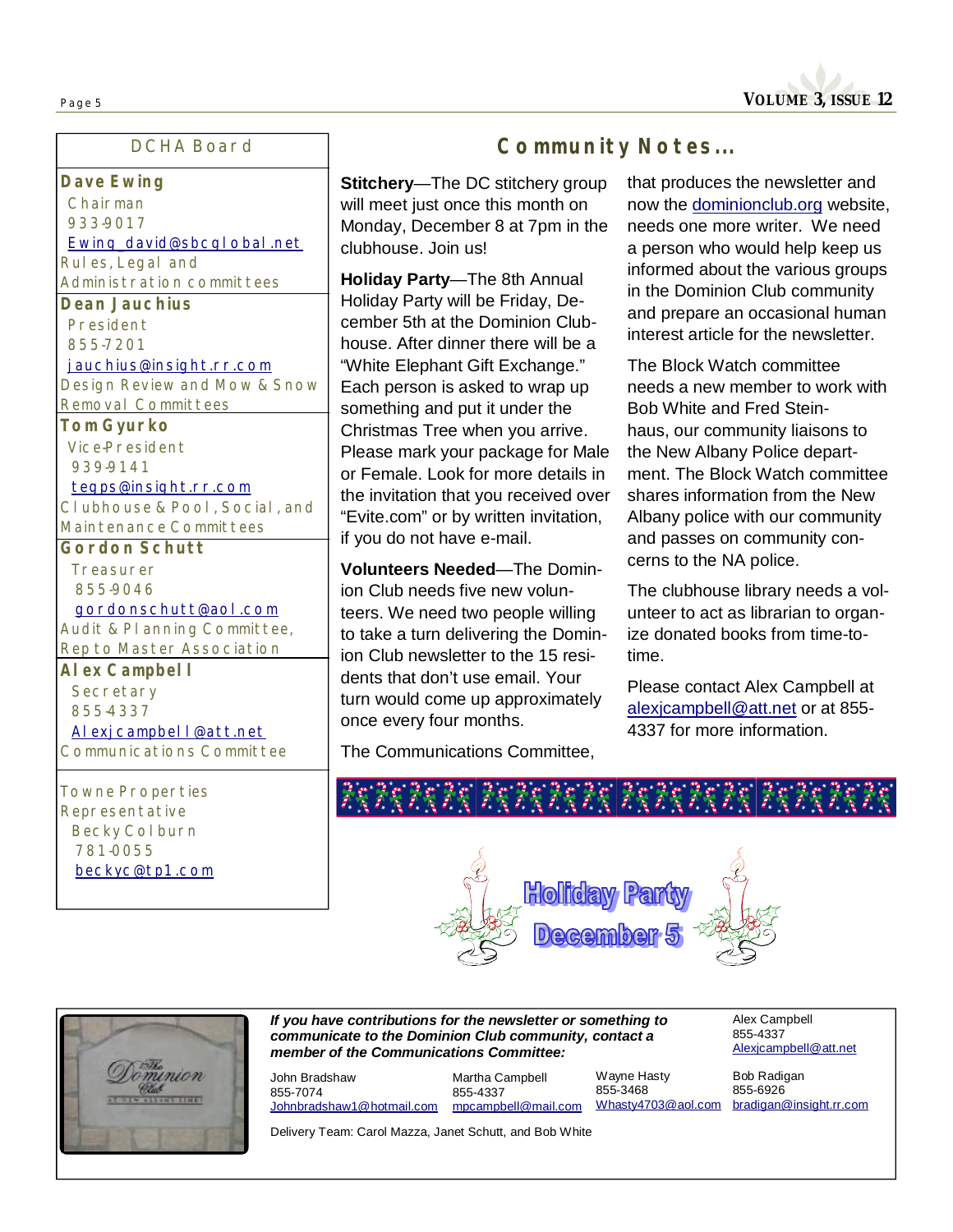## DCHA Board

**Dave Ewing**
Chairman
933-9017
Ewing_david@sbcglobal.net
Rules, Legal and Administration committees

**Dean Jauchius**
President
855-7201
jauchius@insight.rr.com
Design Review and Mow & Snow Removal Committees

**Tom Gyurko**
Vice-President
939-9141
tegps@insight.rr.com
Clubhouse & Pool, Social, and Maintenance Committees

**Gordon Schutt**
Treasurer
855-9046
gordonschutt@aol.com
Audit & Planning Committee, Rep to Master Association

**Alex Campbell**
Secretary
855-4337
Alexjcampbell@att.net
Communications Committee

Towne Properties Representative
Becky Colburn
781-0055
beckyc@tp1.com

## Community Notes...

**Stitchery**—The DC stitchery group will meet just once this month on Monday, December 8 at 7pm in the clubhouse. Join us!

**Holiday Party**—The 8th Annual Holiday Party will be Friday, December 5th at the Dominion Clubhouse. After dinner there will be a "White Elephant Gift Exchange." Each person is asked to wrap up something and put it under the Christmas Tree when you arrive. Please mark your package for Male or Female. Look for more details in the invitation that you received over "Evite.com" or by written invitation, if you do not have e-mail.

**Volunteers Needed**—The Dominion Club needs five new volunteers. We need two people willing to take a turn delivering the Dominion Club newsletter to the 15 residents that don't use email. Your turn would come up approximately once every four months.

The Communications Committee, that produces the newsletter and now the dominionclub.org website, needs one more writer. We need a person who would help keep us informed about the various groups in the Dominion Club community and prepare an occasional human interest article for the newsletter.

The Block Watch committee needs a new member to work with Bob White and Fred Steinhaus, our community liaisons to the New Albany Police department. The Block Watch committee shares information from the New Albany police with our community and passes on community concerns to the NA police.

The clubhouse library needs a volunteer to act as librarian to organize donated books from time-to-time.

Please contact Alex Campbell at alexjcampbell@att.net or at 855-4337 for more information.

Holiday Party
December 5

***If you have contributions for the newsletter or something to communicate to the Dominion Club community, contact a member of the Communications Committee:***

Alex Campbell
855-4337
Alexjcampbell@att.net

John Bradshaw
855-7074
Johnbradshaw1@hotmail.com

Martha Campbell
855-4337
mpcampbell@mail.com

Wayne Hasty
855-3468
Whasty4703@aol.com

Bob Radigan
855-6926
bradigan@insight.rr.com

Delivery Team: Carol Mazza, Janet Schutt, and Bob White